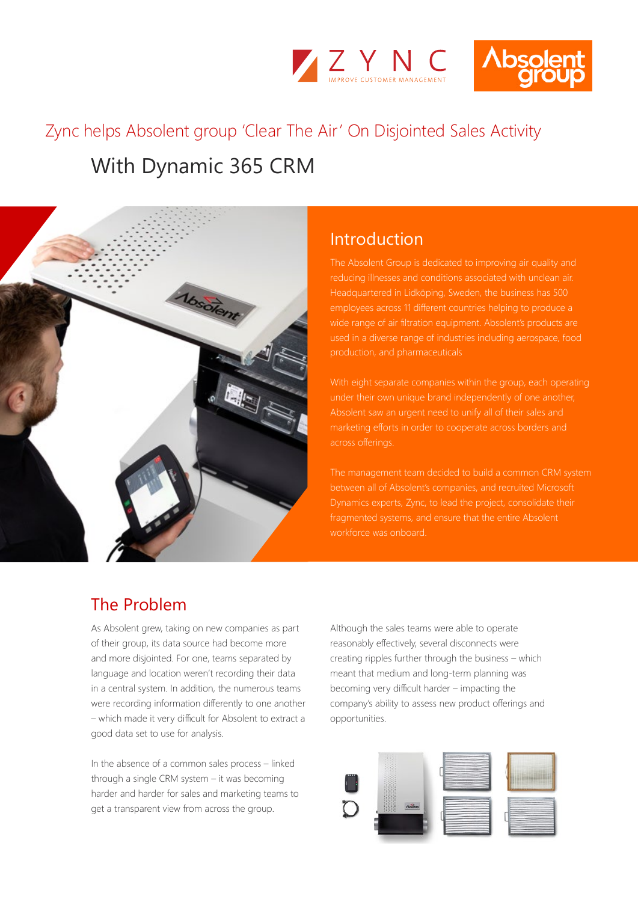# Zync helps Absolent group 'Clear The Air' On Disjointed Sales Activity

## With Dynamic 365 CRM

## Introduction

The Absolent Group is dedicated to improving air quality and reducing illnesses and conditions associated with unclean air. Headquartered in Lidköping, Sweden, the business has 500 employees across 11 different countries helping to produce a wide range of air filtration equipment. Absolent's products are used in a diverse range of industries including aerospace, food production, and pharmaceuticals

With eight separate companies within the group, each operating under their own unique brand independently of one another, Absolent saw an urgent need to unify all of their sales and marketing efforts in order to cooperate across borders and across offerings.

The management team decided to build a common CRM system between all of Absolent's companies, and recruited Microsoft Dynamics experts, Zync, to lead the project, consolidate their fragmented systems, and ensure that the entire Absolent workforce was onboard.

## The Problem

As Absolent grew, taking on new companies as part of their group, its data source had become more and more disjointed. For one, teams separated by language and location weren't recording their data in a central system. In addition, the numerous teams were recording information differently to one another – which made it very difficult for Absolent to extract a good data set to use for analysis.

In the absence of a common sales process – linked through a single CRM system – it was becoming harder and harder for sales and marketing teams to get a transparent view from across the group.

Although the sales teams were able to operate reasonably effectively, several disconnects were creating ripples further through the business – which meant that medium and long-term planning was becoming very difficult harder – impacting the company's ability to assess new product offerings and opportunities.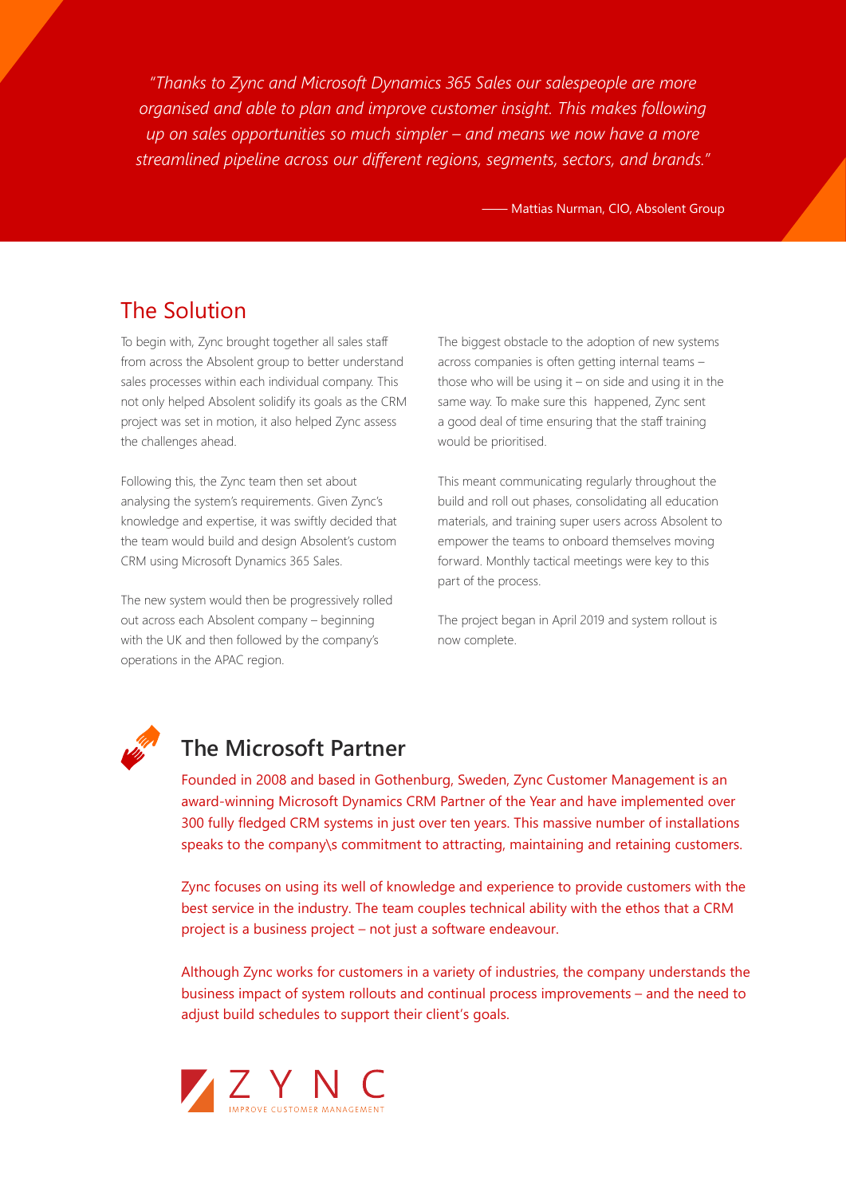*"Thanks to Zync and Microsoft Dynamics 365 Sales our salespeople are more organised and able to plan and improve customer insight. This makes following up on sales opportunities so much simpler – and means we now have a more streamlined pipeline across our different regions, segments, sectors, and brands."*

—— Mattias Nurman, CIO, Absolent Group

## The Solution

To begin with, Zync brought together all sales staff from across the Absolent group to better understand sales processes within each individual company. This not only helped Absolent solidify its goals as the CRM project was set in motion, it also helped Zync assess the challenges ahead.

Following this, the Zync team then set about analysing the system's requirements. Given Zync's knowledge and expertise, it was swiftly decided that the team would build and design Absolent's custom CRM using Microsoft Dynamics 365 Sales.

The new system would then be progressively rolled out across each Absolent company – beginning with the UK and then followed by the company's operations in the APAC region.

The biggest obstacle to the adoption of new systems across companies is often getting internal teams – those who will be using it – on side and using it in the same way. To make sure this happened, Zync sent a good deal of time ensuring that the staff training would be prioritised.

This meant communicating regularly throughout the build and roll out phases, consolidating all education materials, and training super users across Absolent to empower the teams to onboard themselves moving forward. Monthly tactical meetings were key to this part of the process.

The project began in April 2019 and system rollout is now complete.

## The Microsoft Partner

Founded in 2008 and based in Gothenburg, Sweden, Zync Customer Management is an award-winning Microsoft Dynamics CRM Partner of the Year and have implemented over 300 fully fledged CRM systems in just over ten years. This massive number of installations speaks to the company\s commitment to attracting, maintaining and retaining customers.

Zync focuses on using its well of knowledge and experience to provide customers with the best service in the industry. The team couples technical ability with the ethos that a CRM project is a business project – not just a software endeavour.

Although Zync works for customers in a variety of industries, the company understands the business impact of system rollouts and continual process improvements – and the need to adjust build schedules to support their client's goals.

ZYNC
IMPROVE CUSTOMER MANAGEMENT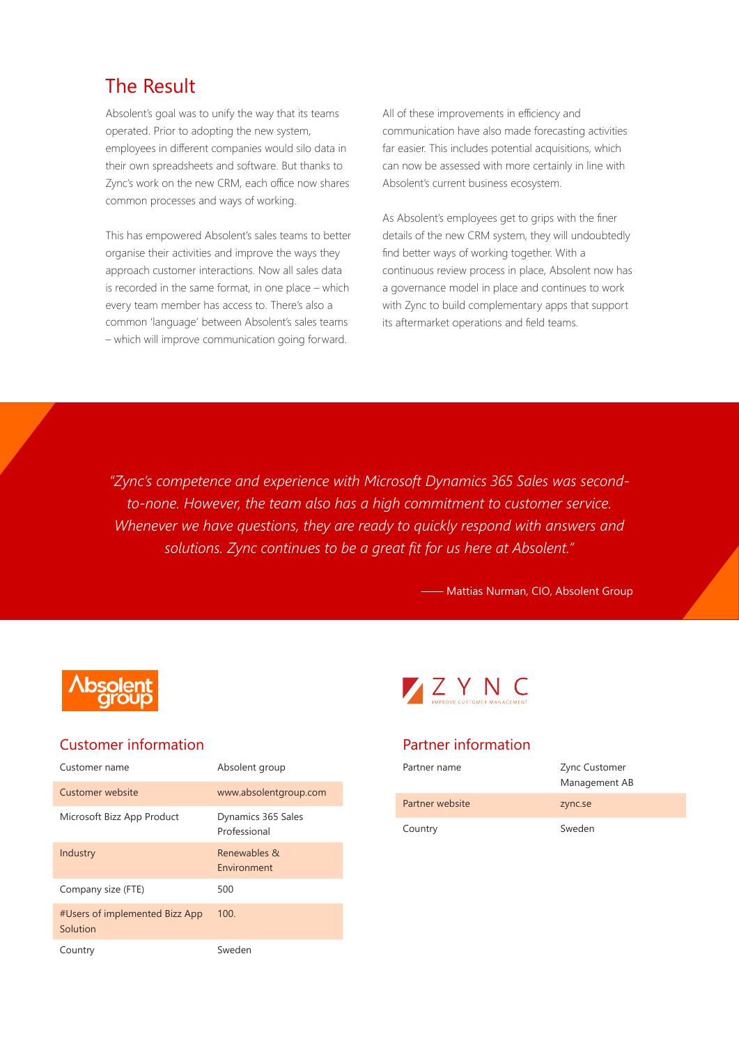## The Result

Absolent's goal was to unify the way that its teams operated. Prior to adopting the new system, employees in different companies would silo data in their own spreadsheets and software. But thanks to Zync's work on the new CRM, each office now shares common processes and ways of working.

This has empowered Absolent's sales teams to better organise their activities and improve the ways they approach customer interactions. Now all sales data is recorded in the same format, in one place – which every team member has access to. There's also a common 'language' between Absolent's sales teams – which will improve communication going forward.

All of these improvements in efficiency and communication have also made forecasting activities far easier. This includes potential acquisitions, which can now be assessed with more certainly in line with Absolent's current business ecosystem.

As Absolent's employees get to grips with the finer details of the new CRM system, they will undoubtedly find better ways of working together. With a continuous review process in place, Absolent now has a governance model in place and continues to work with Zync to build complementary apps that support its aftermarket operations and field teams.

*"Zync's competence and experience with Microsoft Dynamics 365 Sales was second-to-none. However, the team also has a high commitment to customer service. Whenever we have questions, they are ready to quickly respond with answers and solutions. Zync continues to be a great fit for us here at Absolent."*

—— Mattias Nurman, CIO, Absolent Group

Absolent group

### Customer information

| | |
|---|---|
| Customer name | Absolent group |
| Customer website | www.absolentgroup.com |
| Microsoft Bizz App Product | Dynamics 365 Sales Professional |
| Industry | Renewables & Environment |
| Company size (FTE) | 500 |
| #Users of implemented Bizz App Solution | 100. |
| Country | Sweden |

ZYNC
IMPROVE CUSTOMER MANAGEMENT

### Partner information

| | |
|---|---|
| Partner name | Zync Customer Management AB |
| Partner website | zync.se |
| Country | Sweden |